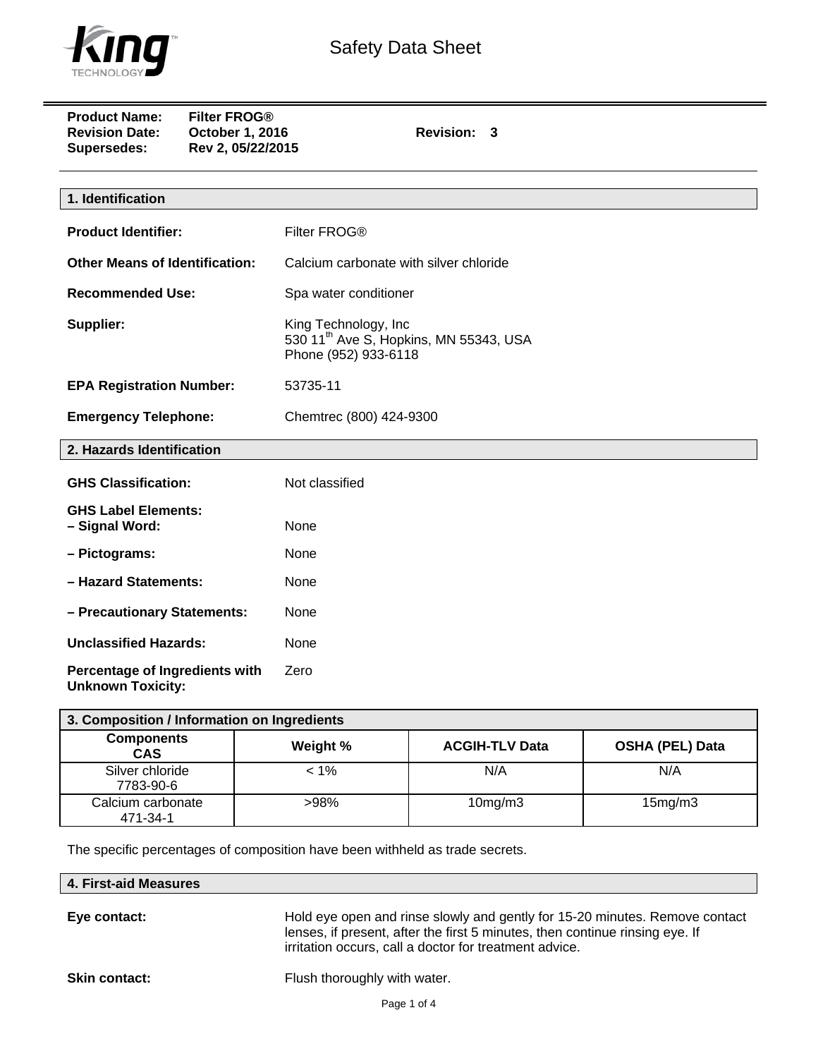# Safety Data Sheet

**Product Name:** **Filter FROG®**
**Revision Date:** **October 1, 2016** **Revision: 3**
**Supersedes:** **Rev 2, 05/22/2015**

## 1. Identification

**Product Identifier:** Filter FROG®

**Other Means of Identification:** Calcium carbonate with silver chloride

**Recommended Use:** Spa water conditioner

**Supplier:** King Technology, Inc
530 11th Ave S, Hopkins, MN 55343, USA
Phone (952) 933-6118

**EPA Registration Number:** 53735-11

**Emergency Telephone:** Chemtrec (800) 424-9300

## 2. Hazards Identification

**GHS Classification:** Not classified

**GHS Label Elements:**
**– Signal Word:** None

**– Pictograms:** None

**– Hazard Statements:** None

**– Precautionary Statements:** None

**Unclassified Hazards:** None

**Percentage of Ingredients with Unknown Toxicity:** Zero

## 3. Composition / Information on Ingredients

| Components CAS | Weight % | ACGIH-TLV Data | OSHA (PEL) Data |
|---|---|---|---|
| Silver chloride 7783-90-6 | < 1% | N/A | N/A |
| Calcium carbonate 471-34-1 | >98% | 10mg/m3 | 15mg/m3 |

The specific percentages of composition have been withheld as trade secrets.

## 4. First-aid Measures

**Eye contact:** Hold eye open and rinse slowly and gently for 15-20 minutes. Remove contact lenses, if present, after the first 5 minutes, then continue rinsing eye. If irritation occurs, call a doctor for treatment advice.

**Skin contact:** Flush thoroughly with water.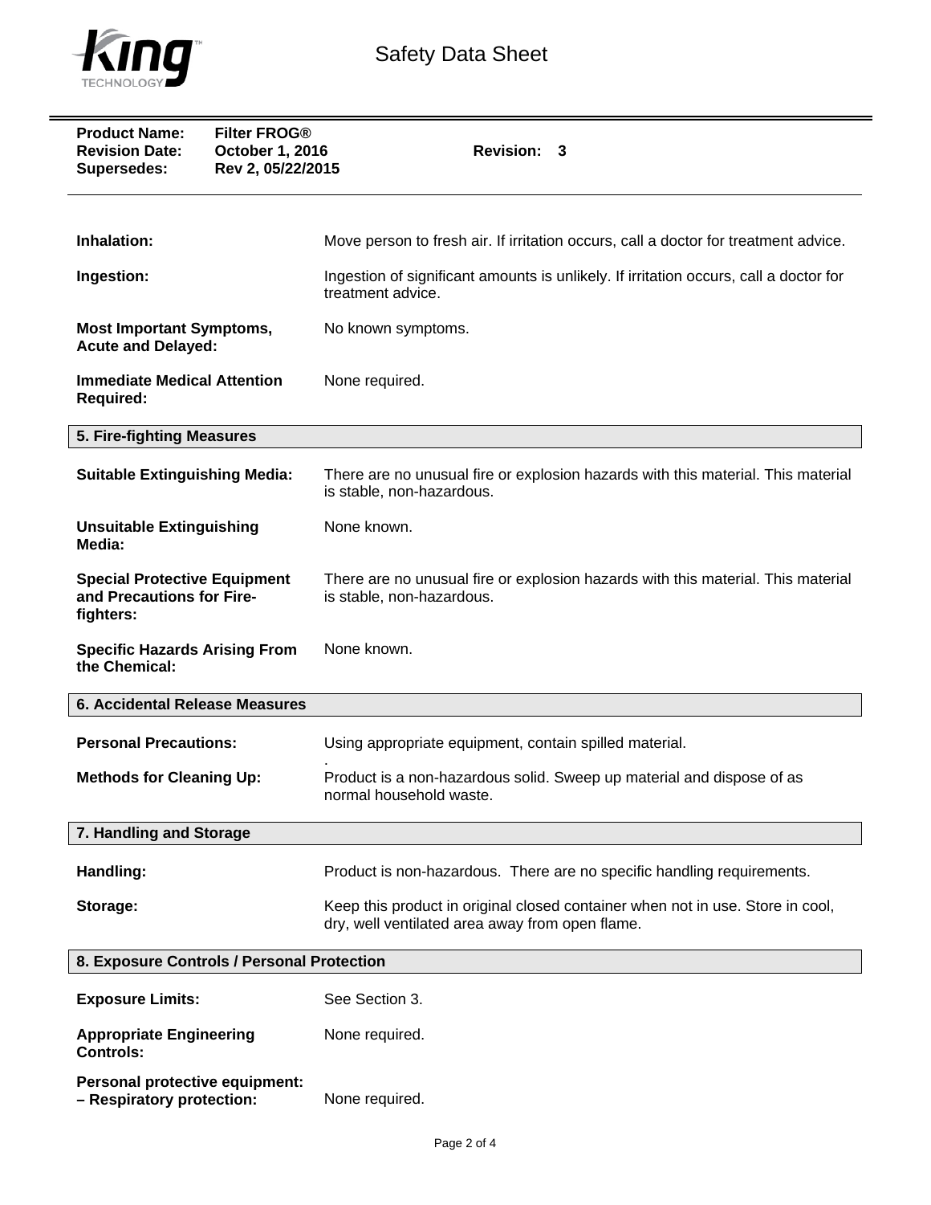**Product Name:** Filter FROG®
**Revision Date:** October 1, 2016 **Revision:** 3
**Supersedes:** Rev 2, 05/22/2015

**Inhalation:** Move person to fresh air. If irritation occurs, call a doctor for treatment advice.

**Ingestion:** Ingestion of significant amounts is unlikely. If irritation occurs, call a doctor for treatment advice.

**Most Important Symptoms, Acute and Delayed:** No known symptoms.

**Immediate Medical Attention Required:** None required.

## 5. Fire-fighting Measures

**Suitable Extinguishing Media:** There are no unusual fire or explosion hazards with this material. This material is stable, non-hazardous.

**Unsuitable Extinguishing Media:** None known.

**Special Protective Equipment and Precautions for Fire-fighters:** There are no unusual fire or explosion hazards with this material. This material is stable, non-hazardous.

**Specific Hazards Arising From the Chemical:** None known.

## 6. Accidental Release Measures

**Personal Precautions:** Using appropriate equipment, contain spilled material.
.

**Methods for Cleaning Up:** Product is a non-hazardous solid. Sweep up material and dispose of as normal household waste.

## 7. Handling and Storage

**Handling:** Product is non-hazardous. There are no specific handling requirements.

**Storage:** Keep this product in original closed container when not in use. Store in cool, dry, well ventilated area away from open flame.

## 8. Exposure Controls / Personal Protection

**Exposure Limits:** See Section 3.

**Appropriate Engineering Controls:** None required.

**Personal protective equipment:**
**– Respiratory protection:** None required.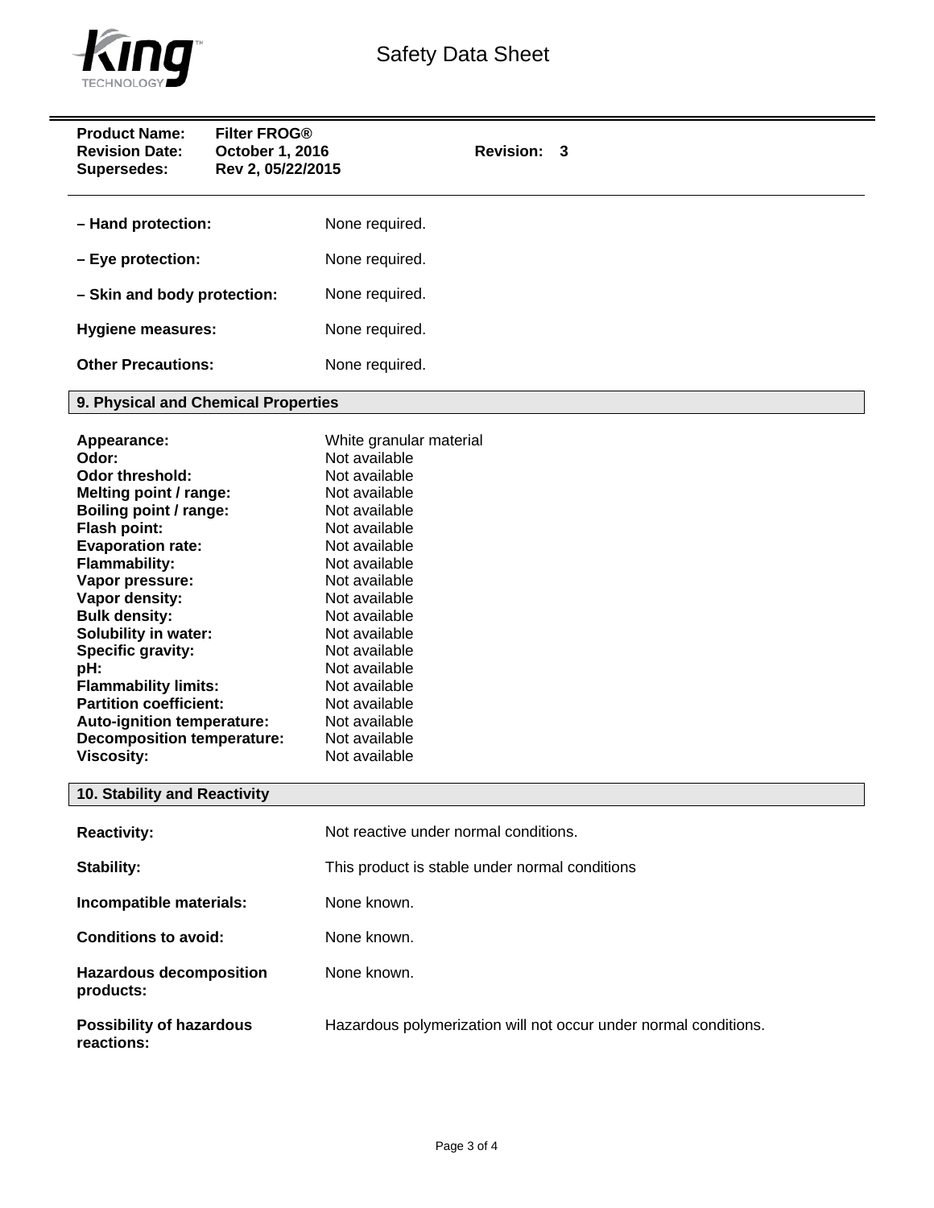**Product Name:** Filter FROG®
**Revision Date:** October 1, 2016 **Revision:** 3
**Supersedes:** Rev 2, 05/22/2015

**– Hand protection:** None required.

**– Eye protection:** None required.

**– Skin and body protection:** None required.

**Hygiene measures:** None required.

**Other Precautions:** None required.

## 9. Physical and Chemical Properties

| | |
|---|---|
| **Appearance:** | White granular material |
| **Odor:** | Not available |
| **Odor threshold:** | Not available |
| **Melting point / range:** | Not available |
| **Boiling point / range:** | Not available |
| **Flash point:** | Not available |
| **Evaporation rate:** | Not available |
| **Flammability:** | Not available |
| **Vapor pressure:** | Not available |
| **Vapor density:** | Not available |
| **Bulk density:** | Not available |
| **Solubility in water:** | Not available |
| **Specific gravity:** | Not available |
| **pH:** | Not available |
| **Flammability limits:** | Not available |
| **Partition coefficient:** | Not available |
| **Auto-ignition temperature:** | Not available |
| **Decomposition temperature:** | Not available |
| **Viscosity:** | Not available |

## 10. Stability and Reactivity

**Reactivity:** Not reactive under normal conditions.

**Stability:** This product is stable under normal conditions

**Incompatible materials:** None known.

**Conditions to avoid:** None known.

**Hazardous decomposition products:** None known.

**Possibility of hazardous reactions:** Hazardous polymerization will not occur under normal conditions.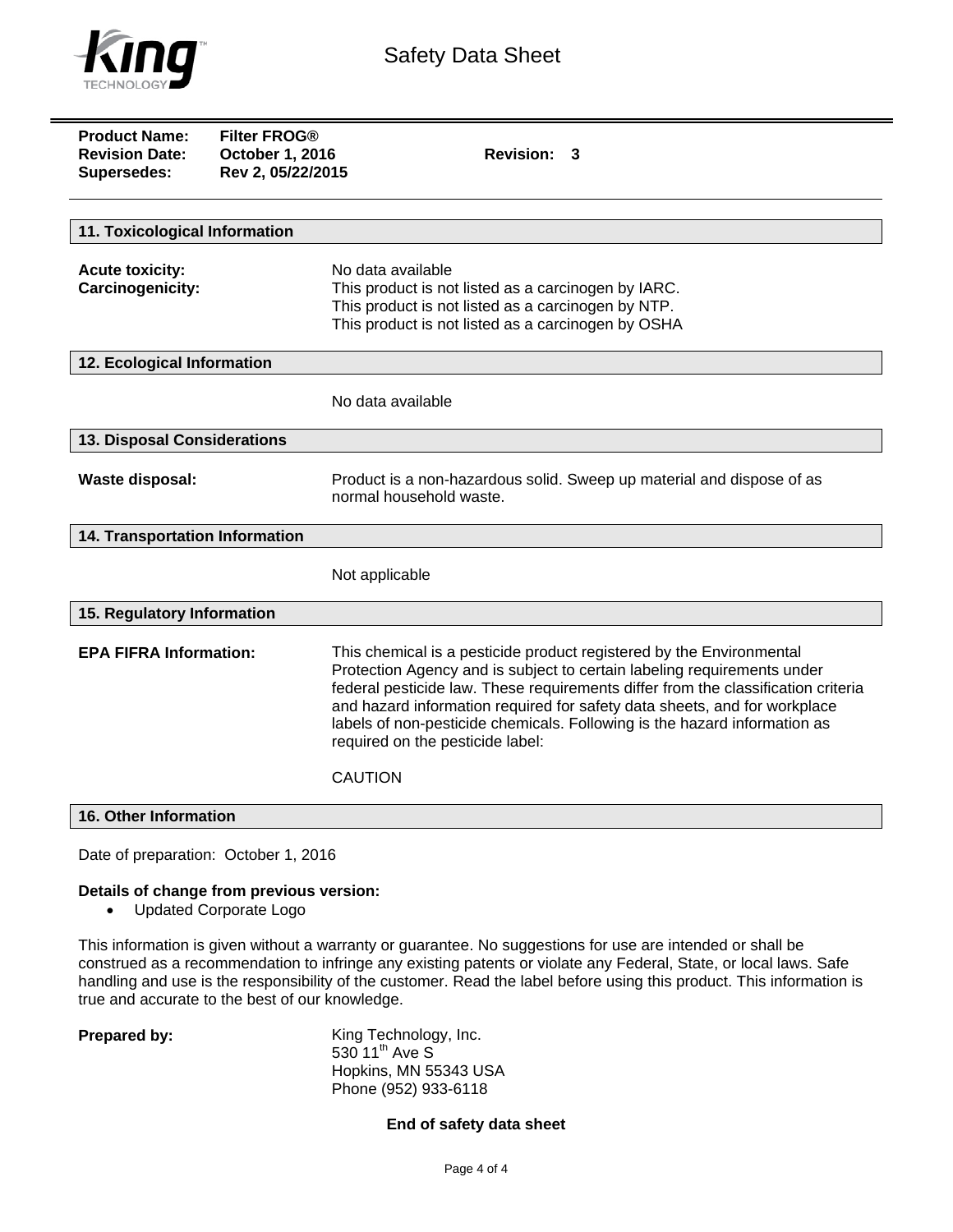**Product Name:** Filter FROG®
**Revision Date:** October 1, 2016 **Revision:** 3
**Supersedes:** Rev 2, 05/22/2015

## 11. Toxicological Information

**Acute toxicity:** No data available

**Carcinogenicity:** This product is not listed as a carcinogen by IARC.
This product is not listed as a carcinogen by NTP.
This product is not listed as a carcinogen by OSHA

## 12. Ecological Information

No data available

## 13. Disposal Considerations

**Waste disposal:** Product is a non-hazardous solid. Sweep up material and dispose of as normal household waste.

## 14. Transportation Information

Not applicable

## 15. Regulatory Information

**EPA FIFRA Information:** This chemical is a pesticide product registered by the Environmental Protection Agency and is subject to certain labeling requirements under federal pesticide law. These requirements differ from the classification criteria and hazard information required for safety data sheets, and for workplace labels of non-pesticide chemicals. Following is the hazard information as required on the pesticide label:

CAUTION

## 16. Other Information

Date of preparation: October 1, 2016

**Details of change from previous version:**

- Updated Corporate Logo

This information is given without a warranty or guarantee. No suggestions for use are intended or shall be construed as a recommendation to infringe any existing patents or violate any Federal, State, or local laws. Safe handling and use is the responsibility of the customer. Read the label before using this product. This information is true and accurate to the best of our knowledge.

**Prepared by:** King Technology, Inc.
530 11th Ave S
Hopkins, MN 55343 USA
Phone (952) 933-6118

**End of safety data sheet**